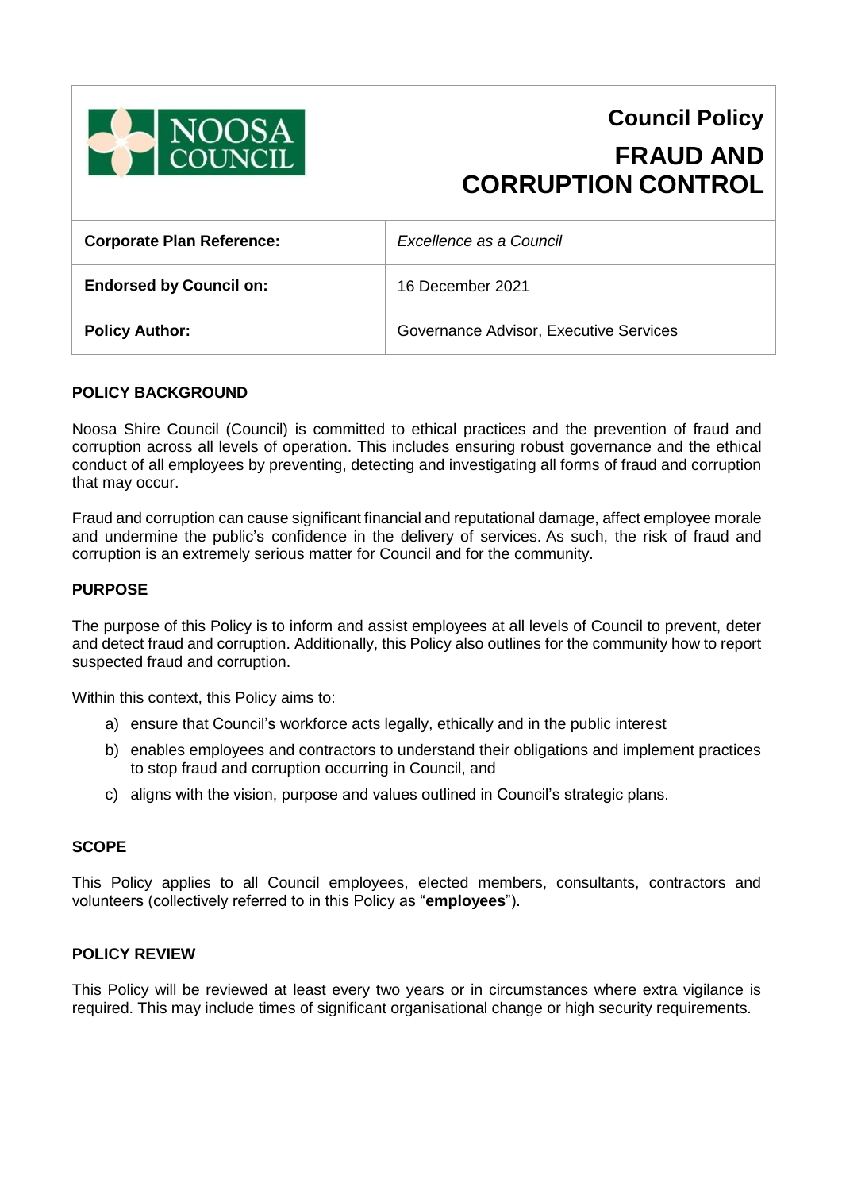NOOSA COUNCIL

# Council Policy

# FRAUD AND CORRUPTION CONTROL

| **Corporate Plan Reference:** | *Excellence as a Council* |
| --- | --- |
| **Endorsed by Council on:** | 16 December 2021 |
| **Policy Author:** | Governance Advisor, Executive Services |

## POLICY BACKGROUND

Noosa Shire Council (Council) is committed to ethical practices and the prevention of fraud and corruption across all levels of operation. This includes ensuring robust governance and the ethical conduct of all employees by preventing, detecting and investigating all forms of fraud and corruption that may occur.

Fraud and corruption can cause significant financial and reputational damage, affect employee morale and undermine the public's confidence in the delivery of services. As such, the risk of fraud and corruption is an extremely serious matter for Council and for the community.

## PURPOSE

The purpose of this Policy is to inform and assist employees at all levels of Council to prevent, deter and detect fraud and corruption. Additionally, this Policy also outlines for the community how to report suspected fraud and corruption.

Within this context, this Policy aims to:

a) ensure that Council's workforce acts legally, ethically and in the public interest
b) enables employees and contractors to understand their obligations and implement practices to stop fraud and corruption occurring in Council, and
c) aligns with the vision, purpose and values outlined in Council's strategic plans.

## SCOPE

This Policy applies to all Council employees, elected members, consultants, contractors and volunteers (collectively referred to in this Policy as "**employees**").

## POLICY REVIEW

This Policy will be reviewed at least every two years or in circumstances where extra vigilance is required. This may include times of significant organisational change or high security requirements.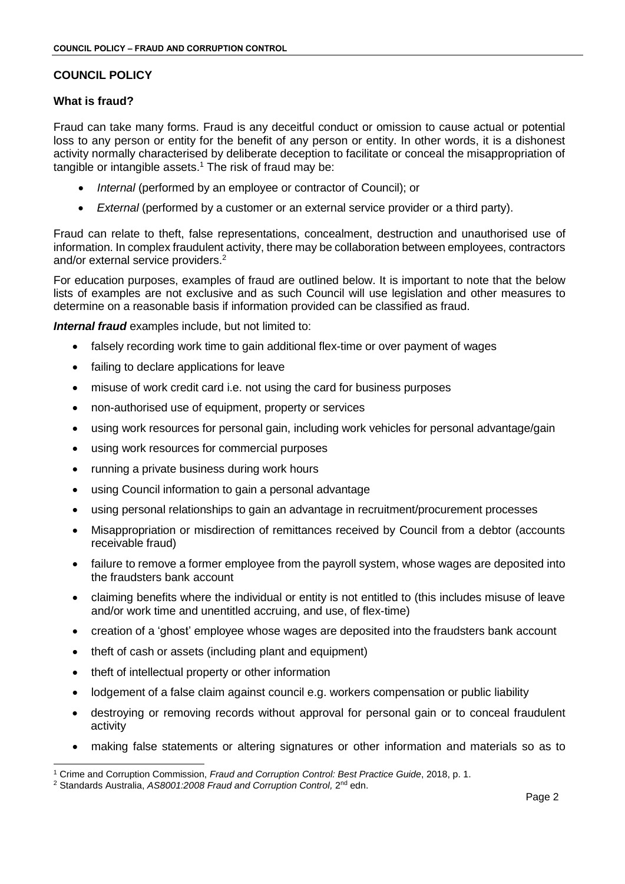## COUNCIL POLICY

### What is fraud?

Fraud can take many forms. Fraud is any deceitful conduct or omission to cause actual or potential loss to any person or entity for the benefit of any person or entity. In other words, it is a dishonest activity normally characterised by deliberate deception to facilitate or conceal the misappropriation of tangible or intangible assets.[1] The risk of fraud may be:

- *Internal* (performed by an employee or contractor of Council); or
- *External* (performed by a customer or an external service provider or a third party).

Fraud can relate to theft, false representations, concealment, destruction and unauthorised use of information. In complex fraudulent activity, there may be collaboration between employees, contractors and/or external service providers.[2]

For education purposes, examples of fraud are outlined below. It is important to note that the below lists of examples are not exclusive and as such Council will use legislation and other measures to determine on a reasonable basis if information provided can be classified as fraud.

***Internal fraud*** examples include, but not limited to:

- falsely recording work time to gain additional flex-time or over payment of wages
- failing to declare applications for leave
- misuse of work credit card i.e. not using the card for business purposes
- non-authorised use of equipment, property or services
- using work resources for personal gain, including work vehicles for personal advantage/gain
- using work resources for commercial purposes
- running a private business during work hours
- using Council information to gain a personal advantage
- using personal relationships to gain an advantage in recruitment/procurement processes
- Misappropriation or misdirection of remittances received by Council from a debtor (accounts receivable fraud)
- failure to remove a former employee from the payroll system, whose wages are deposited into the fraudsters bank account
- claiming benefits where the individual or entity is not entitled to (this includes misuse of leave and/or work time and unentitled accruing, and use, of flex-time)
- creation of a 'ghost' employee whose wages are deposited into the fraudsters bank account
- theft of cash or assets (including plant and equipment)
- theft of intellectual property or other information
- lodgement of a false claim against council e.g. workers compensation or public liability
- destroying or removing records without approval for personal gain or to conceal fraudulent activity
- making false statements or altering signatures or other information and materials so as to

[1] Crime and Corruption Commission, *Fraud and Corruption Control: Best Practice Guide*, 2018, p. 1.

[2] Standards Australia, *AS8001:2008 Fraud and Corruption Control,* 2nd edn.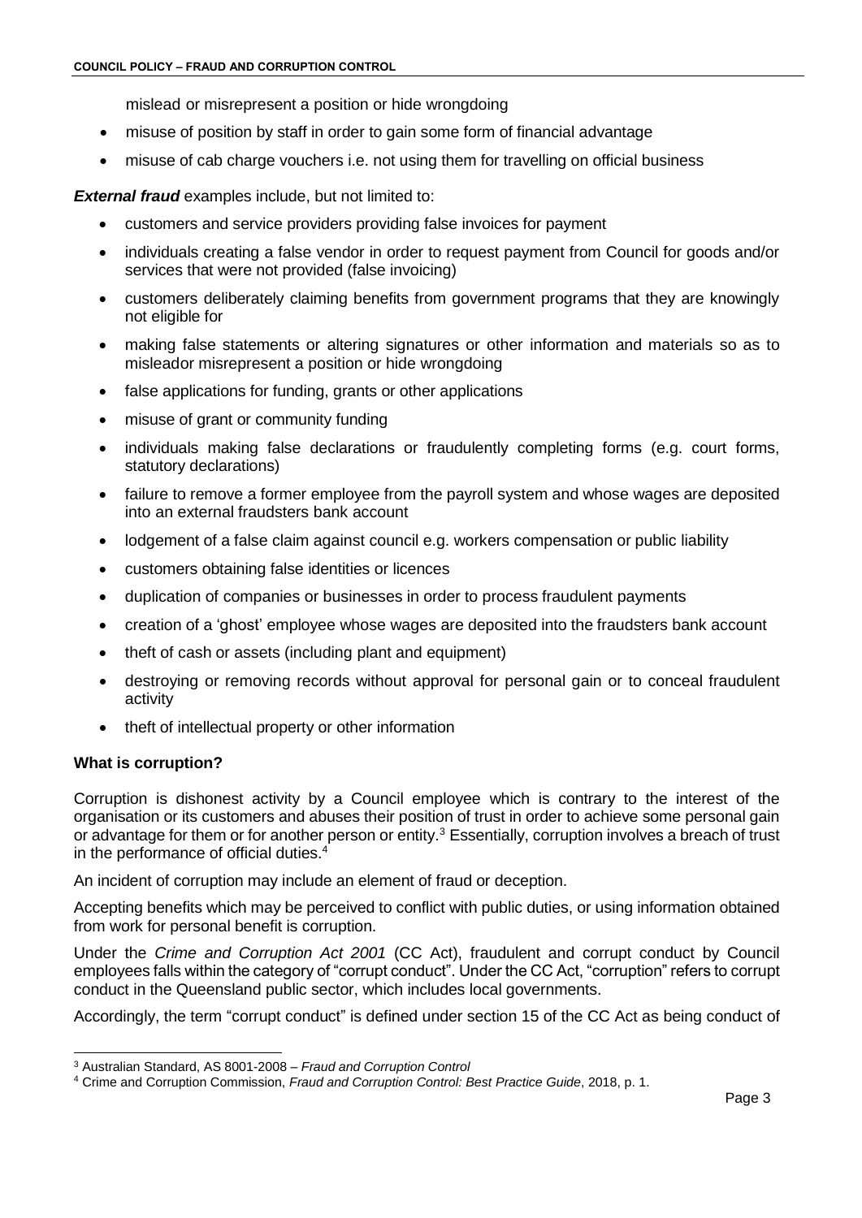mislead or misrepresent a position or hide wrongdoing

- misuse of position by staff in order to gain some form of financial advantage
- misuse of cab charge vouchers i.e. not using them for travelling on official business

***External fraud*** examples include, but not limited to:

- customers and service providers providing false invoices for payment
- individuals creating a false vendor in order to request payment from Council for goods and/or services that were not provided (false invoicing)
- customers deliberately claiming benefits from government programs that they are knowingly not eligible for
- making false statements or altering signatures or other information and materials so as to misleador misrepresent a position or hide wrongdoing
- false applications for funding, grants or other applications
- misuse of grant or community funding
- individuals making false declarations or fraudulently completing forms (e.g. court forms, statutory declarations)
- failure to remove a former employee from the payroll system and whose wages are deposited into an external fraudsters bank account
- lodgement of a false claim against council e.g. workers compensation or public liability
- customers obtaining false identities or licences
- duplication of companies or businesses in order to process fraudulent payments
- creation of a 'ghost' employee whose wages are deposited into the fraudsters bank account
- theft of cash or assets (including plant and equipment)
- destroying or removing records without approval for personal gain or to conceal fraudulent activity
- theft of intellectual property or other information

**What is corruption?**

Corruption is dishonest activity by a Council employee which is contrary to the interest of the organisation or its customers and abuses their position of trust in order to achieve some personal gain or advantage for them or for another person or entity.[3] Essentially, corruption involves a breach of trust in the performance of official duties.[4]

An incident of corruption may include an element of fraud or deception.

Accepting benefits which may be perceived to conflict with public duties, or using information obtained from work for personal benefit is corruption.

Under the *Crime and Corruption Act 2001* (CC Act), fraudulent and corrupt conduct by Council employees falls within the category of "corrupt conduct". Under the CC Act, "corruption" refers to corrupt conduct in the Queensland public sector, which includes local governments.

Accordingly, the term "corrupt conduct" is defined under section 15 of the CC Act as being conduct of

---

[3] Australian Standard, AS 8001-2008 – *Fraud and Corruption Control*

[4] Crime and Corruption Commission, *Fraud and Corruption Control: Best Practice Guide*, 2018, p. 1.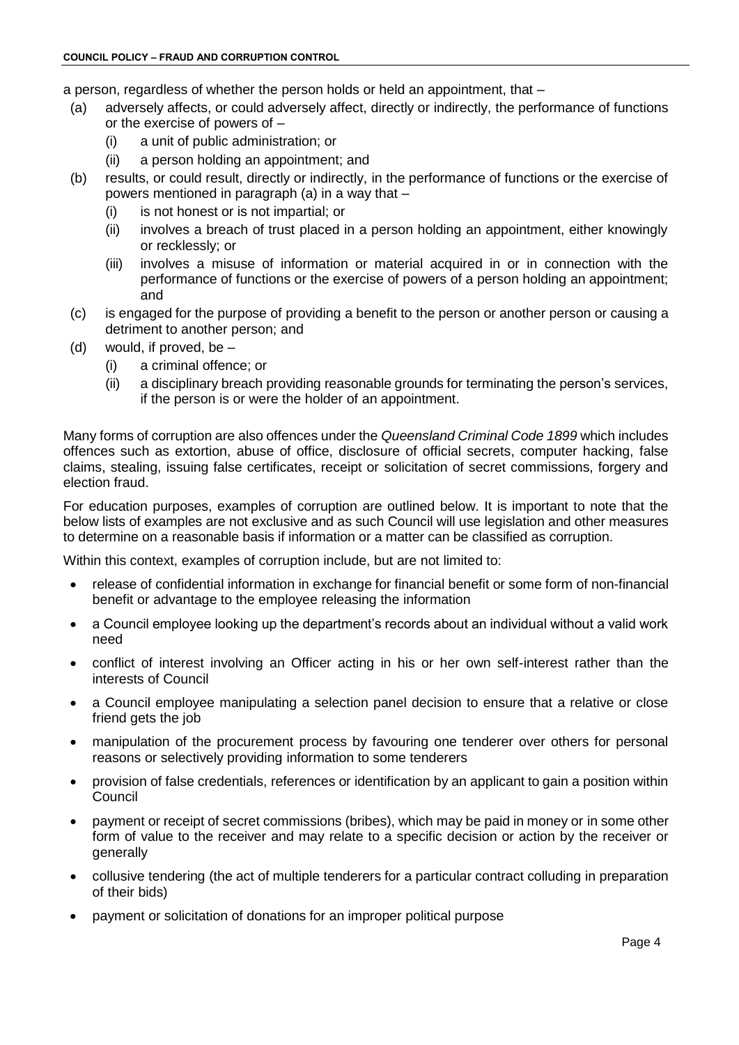a person, regardless of whether the person holds or held an appointment, that –

- (a) adversely affects, or could adversely affect, directly or indirectly, the performance of functions or the exercise of powers of –
  - (i) a unit of public administration; or
  - (ii) a person holding an appointment; and
- (b) results, or could result, directly or indirectly, in the performance of functions or the exercise of powers mentioned in paragraph (a) in a way that –
  - (i) is not honest or is not impartial; or
  - (ii) involves a breach of trust placed in a person holding an appointment, either knowingly or recklessly; or
  - (iii) involves a misuse of information or material acquired in or in connection with the performance of functions or the exercise of powers of a person holding an appointment; and
- (c) is engaged for the purpose of providing a benefit to the person or another person or causing a detriment to another person; and
- (d) would, if proved, be –
  - (i) a criminal offence; or
  - (ii) a disciplinary breach providing reasonable grounds for terminating the person's services, if the person is or were the holder of an appointment.

Many forms of corruption are also offences under the *Queensland Criminal Code 1899* which includes offences such as extortion, abuse of office, disclosure of official secrets, computer hacking, false claims, stealing, issuing false certificates, receipt or solicitation of secret commissions, forgery and election fraud.

For education purposes, examples of corruption are outlined below. It is important to note that the below lists of examples are not exclusive and as such Council will use legislation and other measures to determine on a reasonable basis if information or a matter can be classified as corruption.

Within this context, examples of corruption include, but are not limited to:

- release of confidential information in exchange for financial benefit or some form of non-financial benefit or advantage to the employee releasing the information
- a Council employee looking up the department's records about an individual without a valid work need
- conflict of interest involving an Officer acting in his or her own self-interest rather than the interests of Council
- a Council employee manipulating a selection panel decision to ensure that a relative or close friend gets the job
- manipulation of the procurement process by favouring one tenderer over others for personal reasons or selectively providing information to some tenderers
- provision of false credentials, references or identification by an applicant to gain a position within Council
- payment or receipt of secret commissions (bribes), which may be paid in money or in some other form of value to the receiver and may relate to a specific decision or action by the receiver or generally
- collusive tendering (the act of multiple tenderers for a particular contract colluding in preparation of their bids)
- payment or solicitation of donations for an improper political purpose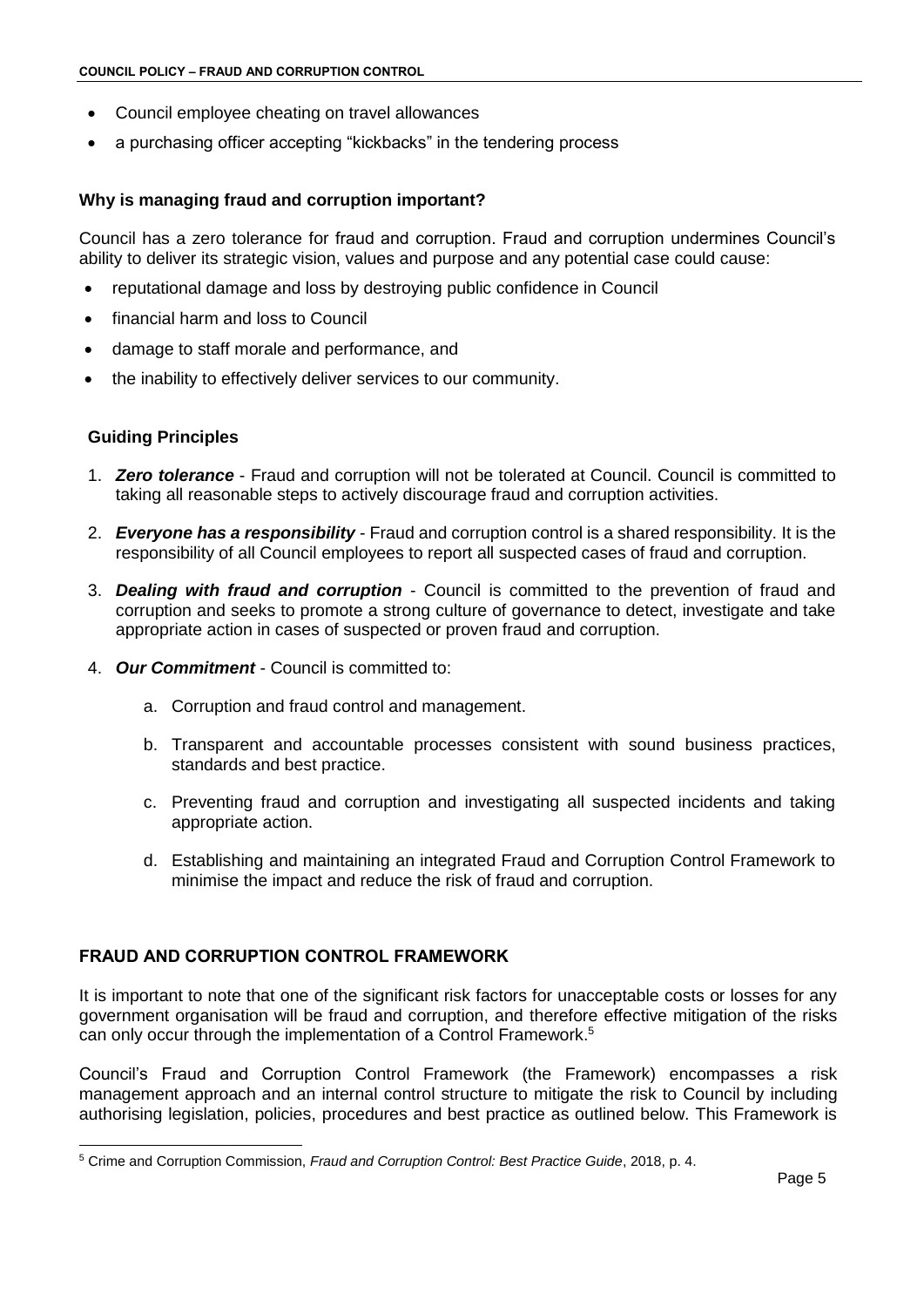- Council employee cheating on travel allowances
- a purchasing officer accepting "kickbacks" in the tendering process

### Why is managing fraud and corruption important?

Council has a zero tolerance for fraud and corruption. Fraud and corruption undermines Council's ability to deliver its strategic vision, values and purpose and any potential case could cause:

- reputational damage and loss by destroying public confidence in Council
- financial harm and loss to Council
- damage to staff morale and performance, and
- the inability to effectively deliver services to our community.

### Guiding Principles

1. ***Zero tolerance*** - Fraud and corruption will not be tolerated at Council. Council is committed to taking all reasonable steps to actively discourage fraud and corruption activities.
2. ***Everyone has a responsibility*** - Fraud and corruption control is a shared responsibility. It is the responsibility of all Council employees to report all suspected cases of fraud and corruption.
3. ***Dealing with fraud and corruption*** - Council is committed to the prevention of fraud and corruption and seeks to promote a strong culture of governance to detect, investigate and take appropriate action in cases of suspected or proven fraud and corruption.
4. ***Our Commitment*** - Council is committed to:
   a. Corruption and fraud control and management.
   b. Transparent and accountable processes consistent with sound business practices, standards and best practice.
   c. Preventing fraud and corruption and investigating all suspected incidents and taking appropriate action.
   d. Establishing and maintaining an integrated Fraud and Corruption Control Framework to minimise the impact and reduce the risk of fraud and corruption.

## FRAUD AND CORRUPTION CONTROL FRAMEWORK

It is important to note that one of the significant risk factors for unacceptable costs or losses for any government organisation will be fraud and corruption, and therefore effective mitigation of the risks can only occur through the implementation of a Control Framework.[5]

Council's Fraud and Corruption Control Framework (the Framework) encompasses a risk management approach and an internal control structure to mitigate the risk to Council by including authorising legislation, policies, procedures and best practice as outlined below. This Framework is

[5] Crime and Corruption Commission, *Fraud and Corruption Control: Best Practice Guide*, 2018, p. 4.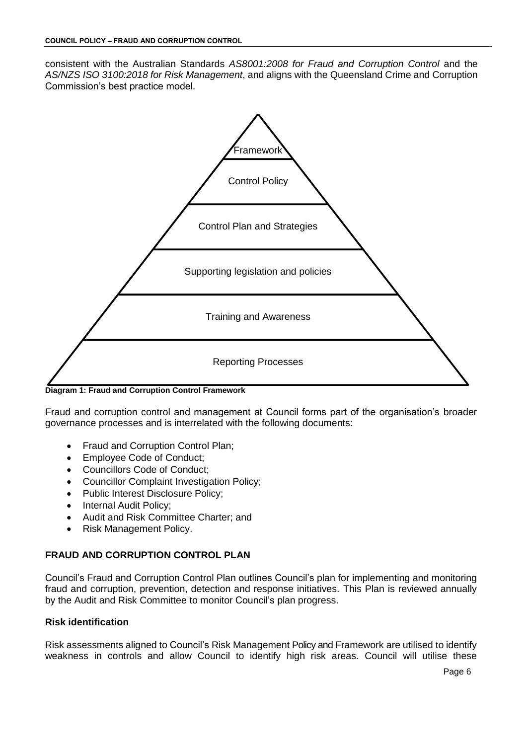consistent with the Australian Standards *AS8001:2008 for Fraud and Corruption Control* and the *AS/NZS ISO 3100:2018 for Risk Management*, and aligns with the Queensland Crime and Corruption Commission's best practice model.

Framework

Control Policy

Control Plan and Strategies

Supporting legislation and policies

Training and Awareness

Reporting Processes

**Diagram 1: Fraud and Corruption Control Framework**

Fraud and corruption control and management at Council forms part of the organisation's broader governance processes and is interrelated with the following documents:

- Fraud and Corruption Control Plan;
- Employee Code of Conduct;
- Councillors Code of Conduct;
- Councillor Complaint Investigation Policy;
- Public Interest Disclosure Policy;
- Internal Audit Policy;
- Audit and Risk Committee Charter; and
- Risk Management Policy.

## FRAUD AND CORRUPTION CONTROL PLAN

Council's Fraud and Corruption Control Plan outlines Council's plan for implementing and monitoring fraud and corruption, prevention, detection and response initiatives. This Plan is reviewed annually by the Audit and Risk Committee to monitor Council's plan progress.

### Risk identification

Risk assessments aligned to Council's Risk Management Policy and Framework are utilised to identify weakness in controls and allow Council to identify high risk areas. Council will utilise these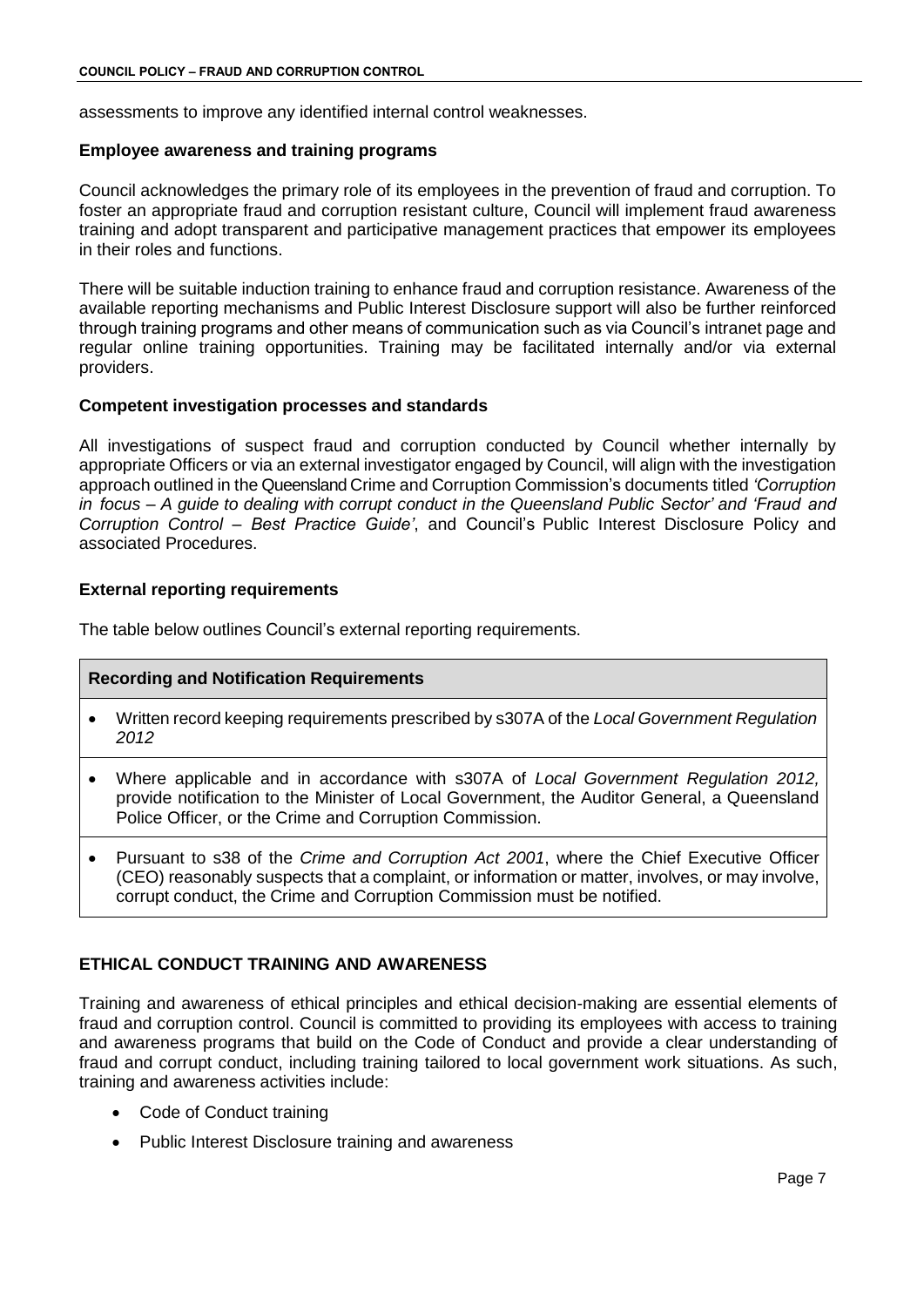assessments to improve any identified internal control weaknesses.

**Employee awareness and training programs**

Council acknowledges the primary role of its employees in the prevention of fraud and corruption. To foster an appropriate fraud and corruption resistant culture, Council will implement fraud awareness training and adopt transparent and participative management practices that empower its employees in their roles and functions.

There will be suitable induction training to enhance fraud and corruption resistance. Awareness of the available reporting mechanisms and Public Interest Disclosure support will also be further reinforced through training programs and other means of communication such as via Council's intranet page and regular online training opportunities. Training may be facilitated internally and/or via external providers.

**Competent investigation processes and standards**

All investigations of suspect fraud and corruption conducted by Council whether internally by appropriate Officers or via an external investigator engaged by Council, will align with the investigation approach outlined in the Queensland Crime and Corruption Commission's documents titled *'Corruption in focus – A guide to dealing with corrupt conduct in the Queensland Public Sector'* and *'Fraud and Corruption Control – Best Practice Guide'*, and Council's Public Interest Disclosure Policy and associated Procedures.

**External reporting requirements**

The table below outlines Council's external reporting requirements.

| **Recording and Notification Requirements** |
| --- |
| • Written record keeping requirements prescribed by s307A of the *Local Government Regulation 2012* |
| • Where applicable and in accordance with s307A of *Local Government Regulation 2012,* provide notification to the Minister of Local Government, the Auditor General, a Queensland Police Officer, or the Crime and Corruption Commission. |
| • Pursuant to s38 of the *Crime and Corruption Act 2001*, where the Chief Executive Officer (CEO) reasonably suspects that a complaint, or information or matter, involves, or may involve, corrupt conduct, the Crime and Corruption Commission must be notified. |

## ETHICAL CONDUCT TRAINING AND AWARENESS

Training and awareness of ethical principles and ethical decision-making are essential elements of fraud and corruption control. Council is committed to providing its employees with access to training and awareness programs that build on the Code of Conduct and provide a clear understanding of fraud and corrupt conduct, including training tailored to local government work situations. As such, training and awareness activities include:

- Code of Conduct training
- Public Interest Disclosure training and awareness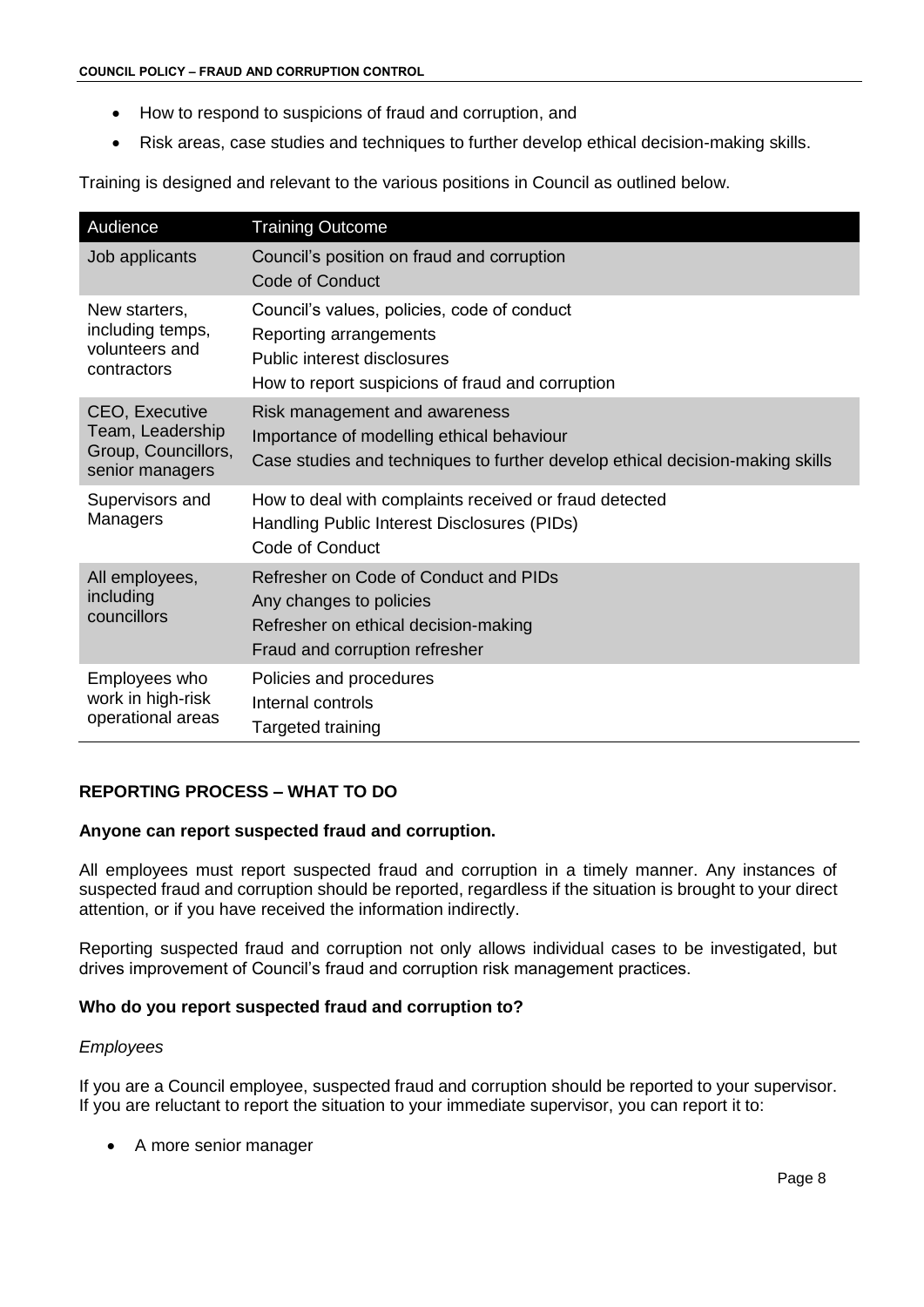- How to respond to suspicions of fraud and corruption, and
- Risk areas, case studies and techniques to further develop ethical decision-making skills.

Training is designed and relevant to the various positions in Council as outlined below.

| Audience | Training Outcome |
|---|---|
| Job applicants | Council's position on fraud and corruption<br>Code of Conduct |
| New starters, including temps, volunteers and contractors | Council's values, policies, code of conduct<br>Reporting arrangements<br>Public interest disclosures<br>How to report suspicions of fraud and corruption |
| CEO, Executive Team, Leadership Group, Councillors, senior managers | Risk management and awareness<br>Importance of modelling ethical behaviour<br>Case studies and techniques to further develop ethical decision-making skills |
| Supervisors and Managers | How to deal with complaints received or fraud detected<br>Handling Public Interest Disclosures (PIDs)<br>Code of Conduct |
| All employees, including councillors | Refresher on Code of Conduct and PIDs<br>Any changes to policies<br>Refresher on ethical decision-making<br>Fraud and corruption refresher |
| Employees who work in high-risk operational areas | Policies and procedures<br>Internal controls<br>Targeted training |

## REPORTING PROCESS – WHAT TO DO

**Anyone can report suspected fraud and corruption.**

All employees must report suspected fraud and corruption in a timely manner. Any instances of suspected fraud and corruption should be reported, regardless if the situation is brought to your direct attention, or if you have received the information indirectly.

Reporting suspected fraud and corruption not only allows individual cases to be investigated, but drives improvement of Council's fraud and corruption risk management practices.

### Who do you report suspected fraud and corruption to?

*Employees*

If you are a Council employee, suspected fraud and corruption should be reported to your supervisor. If you are reluctant to report the situation to your immediate supervisor, you can report it to:

- A more senior manager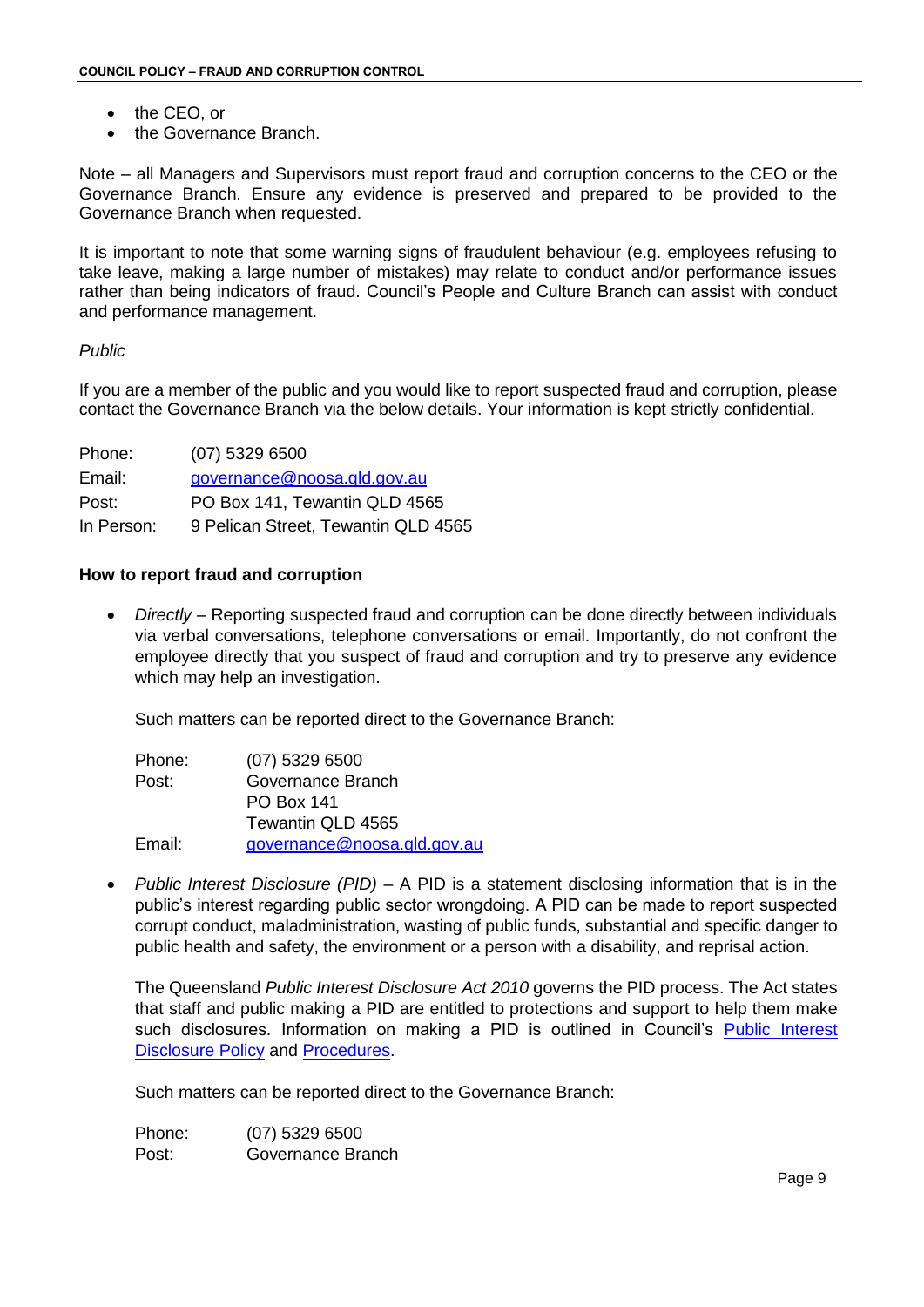- the CEO, or
- the Governance Branch.

Note – all Managers and Supervisors must report fraud and corruption concerns to the CEO or the Governance Branch. Ensure any evidence is preserved and prepared to be provided to the Governance Branch when requested.

It is important to note that some warning signs of fraudulent behaviour (e.g. employees refusing to take leave, making a large number of mistakes) may relate to conduct and/or performance issues rather than being indicators of fraud. Council's People and Culture Branch can assist with conduct and performance management.

*Public*

If you are a member of the public and you would like to report suspected fraud and corruption, please contact the Governance Branch via the below details. Your information is kept strictly confidential.

| | |
|---|---|
| Phone: | (07) 5329 6500 |
| Email: | governance@noosa.qld.gov.au |
| Post: | PO Box 141, Tewantin QLD 4565 |
| In Person: | 9 Pelican Street, Tewantin QLD 4565 |

**How to report fraud and corruption**

- *Directly* – Reporting suspected fraud and corruption can be done directly between individuals via verbal conversations, telephone conversations or email. Importantly, do not confront the employee directly that you suspect of fraud and corruption and try to preserve any evidence which may help an investigation.

  Such matters can be reported direct to the Governance Branch:

  | | |
  |---|---|
  | Phone: | (07) 5329 6500 |
  | Post: | Governance Branch<br>PO Box 141<br>Tewantin QLD 4565 |
  | Email: | governance@noosa.qld.gov.au |

- *Public Interest Disclosure (PID)* – A PID is a statement disclosing information that is in the public's interest regarding public sector wrongdoing. A PID can be made to report suspected corrupt conduct, maladministration, wasting of public funds, substantial and specific danger to public health and safety, the environment or a person with a disability, and reprisal action.

  The Queensland *Public Interest Disclosure Act 2010* governs the PID process. The Act states that staff and public making a PID are entitled to protections and support to help them make such disclosures. Information on making a PID is outlined in Council's Public Interest Disclosure Policy and Procedures.

  Such matters can be reported direct to the Governance Branch:

  | | |
  |---|---|
  | Phone: | (07) 5329 6500 |
  | Post: | Governance Branch |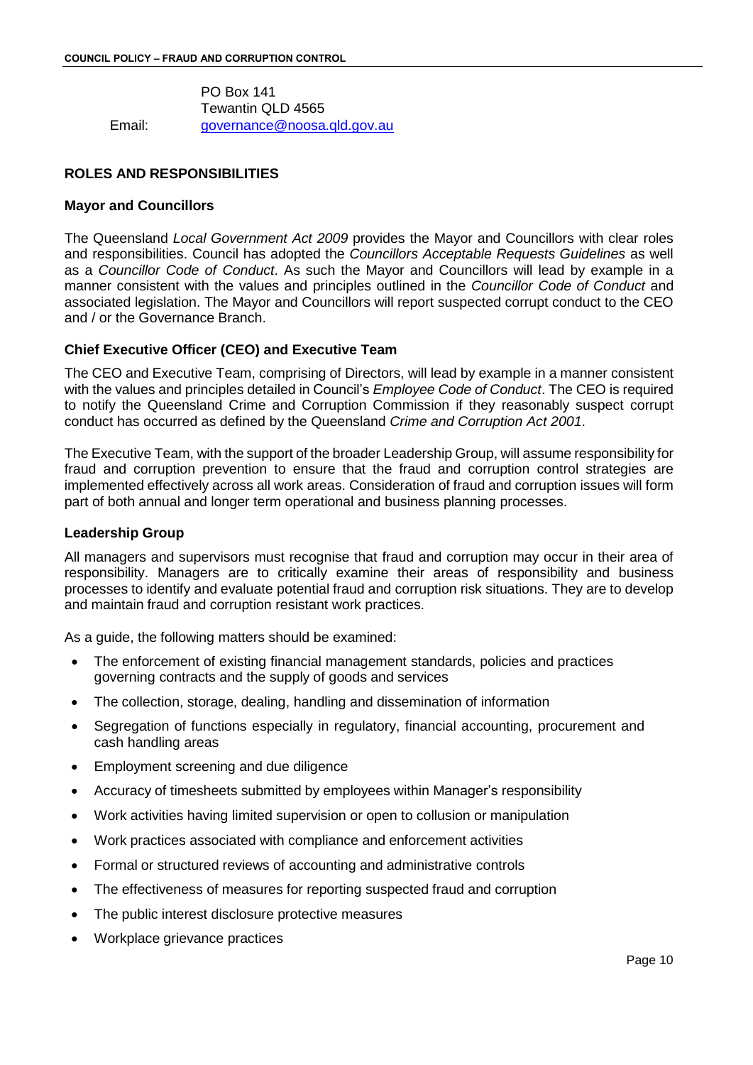PO Box 141
Tewantin QLD 4565

Email: governance@noosa.qld.gov.au

## ROLES AND RESPONSIBILITIES

### Mayor and Councillors

The Queensland *Local Government Act 2009* provides the Mayor and Councillors with clear roles and responsibilities. Council has adopted the *Councillors Acceptable Requests Guidelines* as well as a *Councillor Code of Conduct*. As such the Mayor and Councillors will lead by example in a manner consistent with the values and principles outlined in the *Councillor Code of Conduct* and associated legislation. The Mayor and Councillors will report suspected corrupt conduct to the CEO and / or the Governance Branch.

### Chief Executive Officer (CEO) and Executive Team

The CEO and Executive Team, comprising of Directors, will lead by example in a manner consistent with the values and principles detailed in Council's *Employee Code of Conduct*. The CEO is required to notify the Queensland Crime and Corruption Commission if they reasonably suspect corrupt conduct has occurred as defined by the Queensland *Crime and Corruption Act 2001*.

The Executive Team, with the support of the broader Leadership Group, will assume responsibility for fraud and corruption prevention to ensure that the fraud and corruption control strategies are implemented effectively across all work areas. Consideration of fraud and corruption issues will form part of both annual and longer term operational and business planning processes.

### Leadership Group

All managers and supervisors must recognise that fraud and corruption may occur in their area of responsibility. Managers are to critically examine their areas of responsibility and business processes to identify and evaluate potential fraud and corruption risk situations. They are to develop and maintain fraud and corruption resistant work practices.

As a guide, the following matters should be examined:

- The enforcement of existing financial management standards, policies and practices governing contracts and the supply of goods and services
- The collection, storage, dealing, handling and dissemination of information
- Segregation of functions especially in regulatory, financial accounting, procurement and cash handling areas
- Employment screening and due diligence
- Accuracy of timesheets submitted by employees within Manager's responsibility
- Work activities having limited supervision or open to collusion or manipulation
- Work practices associated with compliance and enforcement activities
- Formal or structured reviews of accounting and administrative controls
- The effectiveness of measures for reporting suspected fraud and corruption
- The public interest disclosure protective measures
- Workplace grievance practices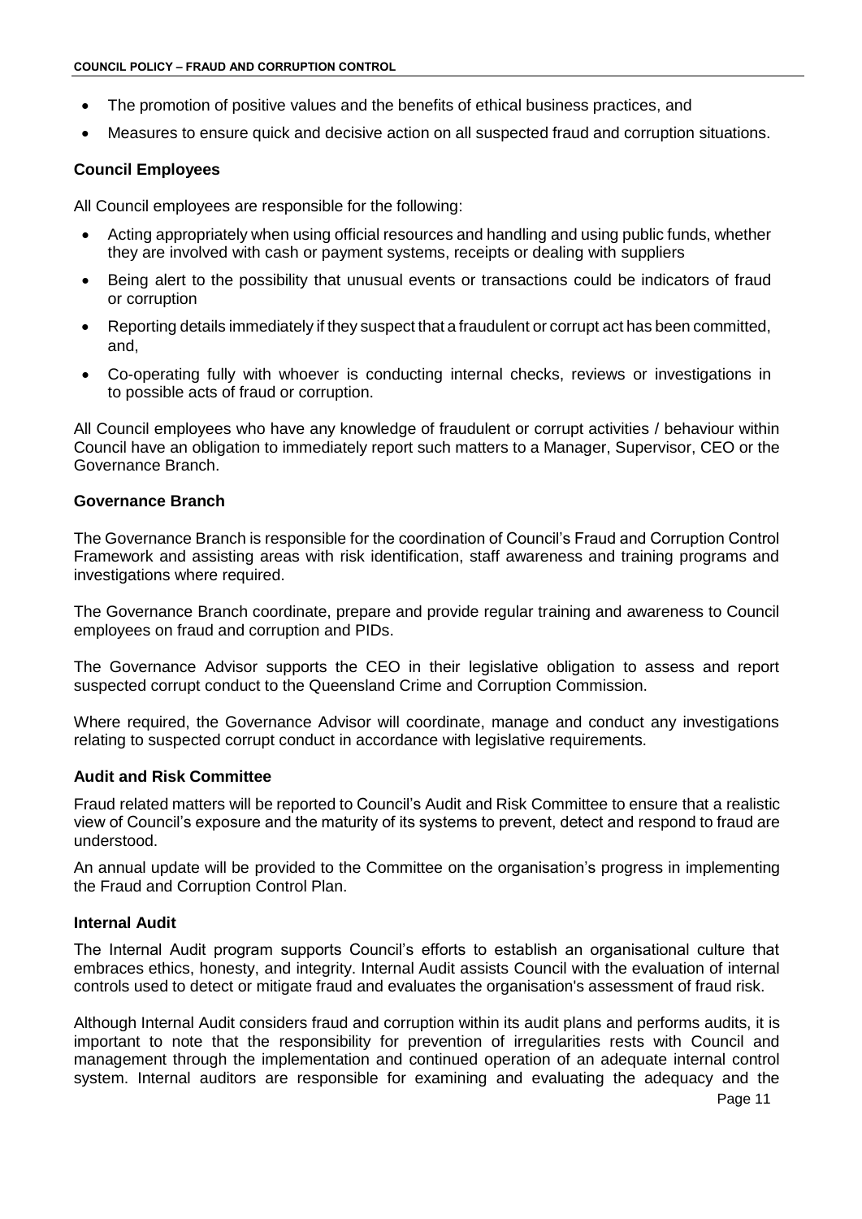- The promotion of positive values and the benefits of ethical business practices, and
- Measures to ensure quick and decisive action on all suspected fraud and corruption situations.

### Council Employees

All Council employees are responsible for the following:

- Acting appropriately when using official resources and handling and using public funds, whether they are involved with cash or payment systems, receipts or dealing with suppliers
- Being alert to the possibility that unusual events or transactions could be indicators of fraud or corruption
- Reporting details immediately if they suspect that a fraudulent or corrupt act has been committed, and,
- Co-operating fully with whoever is conducting internal checks, reviews or investigations in to possible acts of fraud or corruption.

All Council employees who have any knowledge of fraudulent or corrupt activities / behaviour within Council have an obligation to immediately report such matters to a Manager, Supervisor, CEO or the Governance Branch.

### Governance Branch

The Governance Branch is responsible for the coordination of Council's Fraud and Corruption Control Framework and assisting areas with risk identification, staff awareness and training programs and investigations where required.

The Governance Branch coordinate, prepare and provide regular training and awareness to Council employees on fraud and corruption and PIDs.

The Governance Advisor supports the CEO in their legislative obligation to assess and report suspected corrupt conduct to the Queensland Crime and Corruption Commission.

Where required, the Governance Advisor will coordinate, manage and conduct any investigations relating to suspected corrupt conduct in accordance with legislative requirements.

### Audit and Risk Committee

Fraud related matters will be reported to Council's Audit and Risk Committee to ensure that a realistic view of Council's exposure and the maturity of its systems to prevent, detect and respond to fraud are understood.

An annual update will be provided to the Committee on the organisation's progress in implementing the Fraud and Corruption Control Plan.

### Internal Audit

The Internal Audit program supports Council's efforts to establish an organisational culture that embraces ethics, honesty, and integrity. Internal Audit assists Council with the evaluation of internal controls used to detect or mitigate fraud and evaluates the organisation's assessment of fraud risk.

Although Internal Audit considers fraud and corruption within its audit plans and performs audits, it is important to note that the responsibility for prevention of irregularities rests with Council and management through the implementation and continued operation of an adequate internal control system. Internal auditors are responsible for examining and evaluating the adequacy and the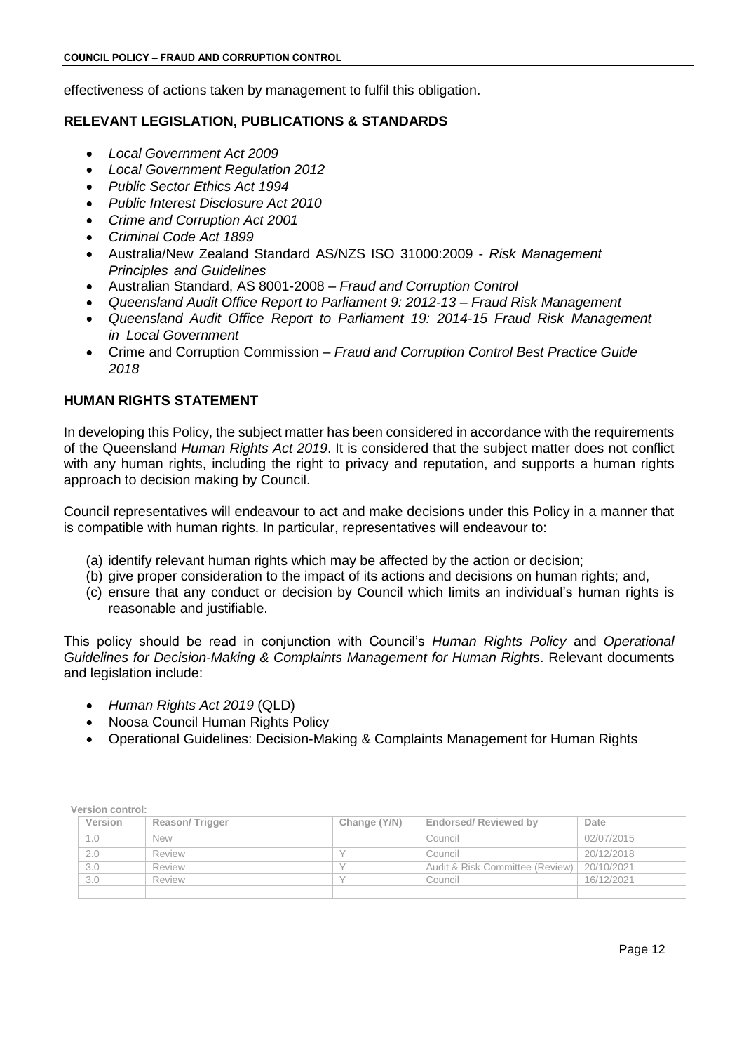effectiveness of actions taken by management to fulfil this obligation.

## RELEVANT LEGISLATION, PUBLICATIONS & STANDARDS

- *Local Government Act 2009*
- *Local Government Regulation 2012*
- *Public Sector Ethics Act 1994*
- *Public Interest Disclosure Act 2010*
- *Crime and Corruption Act 2001*
- *Criminal Code Act 1899*
- Australia/New Zealand Standard AS/NZS ISO 31000:2009 - *Risk Management Principles and Guidelines*
- Australian Standard, AS 8001-2008 – *Fraud and Corruption Control*
- *Queensland Audit Office Report to Parliament 9: 2012-13 – Fraud Risk Management*
- *Queensland Audit Office Report to Parliament 19: 2014-15 Fraud Risk Management in Local Government*
- Crime and Corruption Commission – *Fraud and Corruption Control Best Practice Guide 2018*

## HUMAN RIGHTS STATEMENT

In developing this Policy, the subject matter has been considered in accordance with the requirements of the Queensland *Human Rights Act 2019*. It is considered that the subject matter does not conflict with any human rights, including the right to privacy and reputation, and supports a human rights approach to decision making by Council.

Council representatives will endeavour to act and make decisions under this Policy in a manner that is compatible with human rights. In particular, representatives will endeavour to:

(a) identify relevant human rights which may be affected by the action or decision;
(b) give proper consideration to the impact of its actions and decisions on human rights; and,
(c) ensure that any conduct or decision by Council which limits an individual's human rights is reasonable and justifiable.

This policy should be read in conjunction with Council's *Human Rights Policy* and *Operational Guidelines for Decision-Making & Complaints Management for Human Rights*. Relevant documents and legislation include:

- *Human Rights Act 2019* (QLD)
- Noosa Council Human Rights Policy
- Operational Guidelines: Decision-Making & Complaints Management for Human Rights

**Version control:**

| Version | Reason/ Trigger | Change (Y/N) | Endorsed/ Reviewed by | Date |
|---|---|---|---|---|
| 1.0 | New | | Council | 02/07/2015 |
| 2.0 | Review | Y | Council | 20/12/2018 |
| 3.0 | Review | Y | Audit & Risk Committee (Review) | 20/10/2021 |
| 3.0 | Review | Y | Council | 16/12/2021 |
| | | | | |